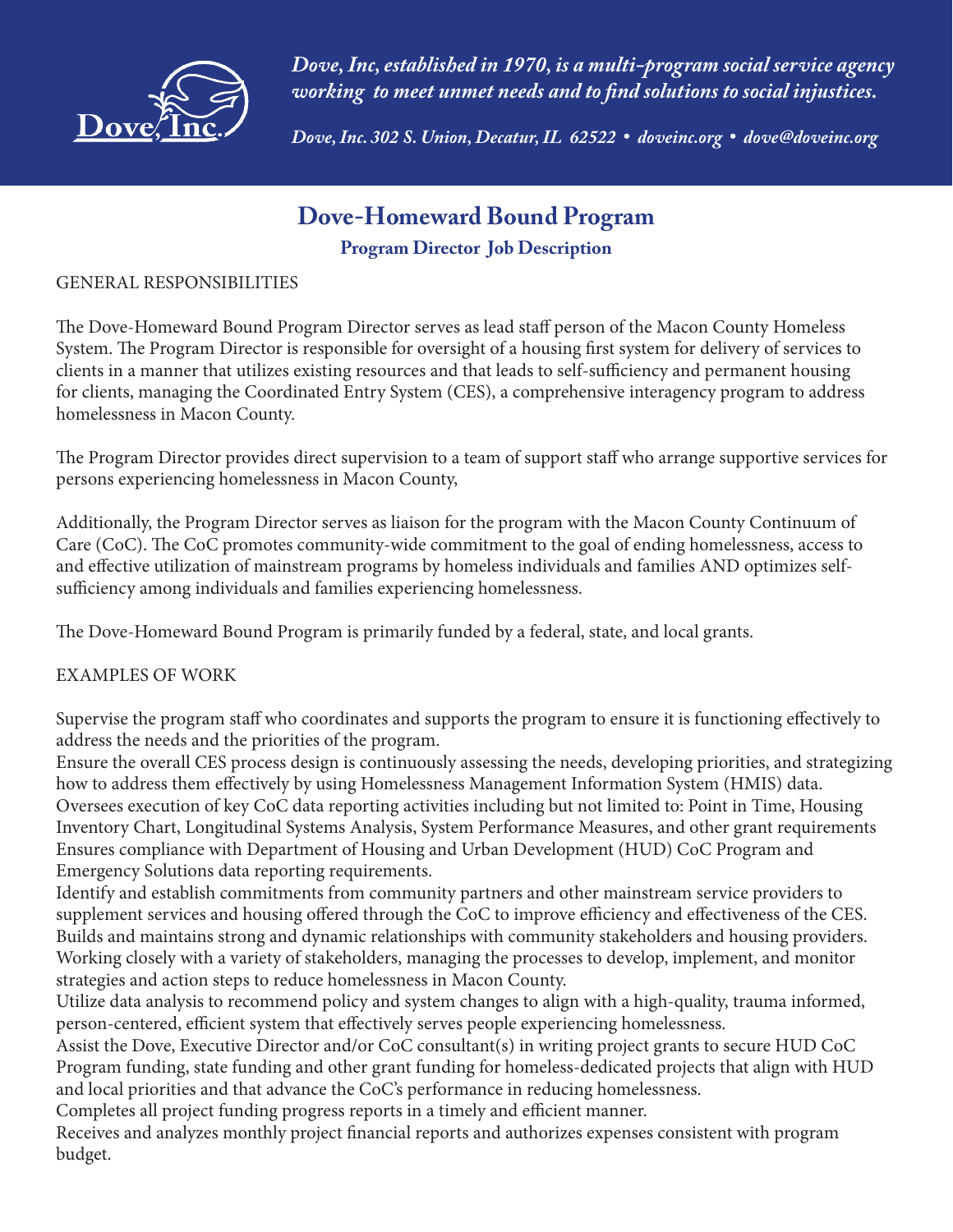*Dove, Inc, established in 1970, is a multi-program social service agency working to meet unmet needs and to find solutions to social injustices.*

*Dove, Inc. 302 S. Union, Decatur, IL 62522 • doveinc.org • dove@doveinc.org*

# Dove-Homeward Bound Program

## Program Director Job Description

GENERAL RESPONSIBILITIES

The Dove-Homeward Bound Program Director serves as lead staff person of the Macon County Homeless System. The Program Director is responsible for oversight of a housing first system for delivery of services to clients in a manner that utilizes existing resources and that leads to self-sufficiency and permanent housing for clients, managing the Coordinated Entry System (CES), a comprehensive interagency program to address homelessness in Macon County.

The Program Director provides direct supervision to a team of support staff who arrange supportive services for persons experiencing homelessness in Macon County,

Additionally, the Program Director serves as liaison for the program with the Macon County Continuum of Care (CoC). The CoC promotes community-wide commitment to the goal of ending homelessness, access to and effective utilization of mainstream programs by homeless individuals and families AND optimizes self-sufficiency among individuals and families experiencing homelessness.

The Dove-Homeward Bound Program is primarily funded by a federal, state, and local grants.

EXAMPLES OF WORK

Supervise the program staff who coordinates and supports the program to ensure it is functioning effectively to address the needs and the priorities of the program.
Ensure the overall CES process design is continuously assessing the needs, developing priorities, and strategizing how to address them effectively by using Homelessness Management Information System (HMIS) data.
Oversees execution of key CoC data reporting activities including but not limited to: Point in Time, Housing Inventory Chart, Longitudinal Systems Analysis, System Performance Measures, and other grant requirements
Ensures compliance with Department of Housing and Urban Development (HUD) CoC Program and Emergency Solutions data reporting requirements.
Identify and establish commitments from community partners and other mainstream service providers to supplement services and housing offered through the CoC to improve efficiency and effectiveness of the CES.
Builds and maintains strong and dynamic relationships with community stakeholders and housing providers.
Working closely with a variety of stakeholders, managing the processes to develop, implement, and monitor strategies and action steps to reduce homelessness in Macon County.
Utilize data analysis to recommend policy and system changes to align with a high-quality, trauma informed, person-centered, efficient system that effectively serves people experiencing homelessness.
Assist the Dove, Executive Director and/or CoC consultant(s) in writing project grants to secure HUD CoC Program funding, state funding and other grant funding for homeless-dedicated projects that align with HUD and local priorities and that advance the CoC's performance in reducing homelessness.
Completes all project funding progress reports in a timely and efficient manner.
Receives and analyzes monthly project financial reports and authorizes expenses consistent with program budget.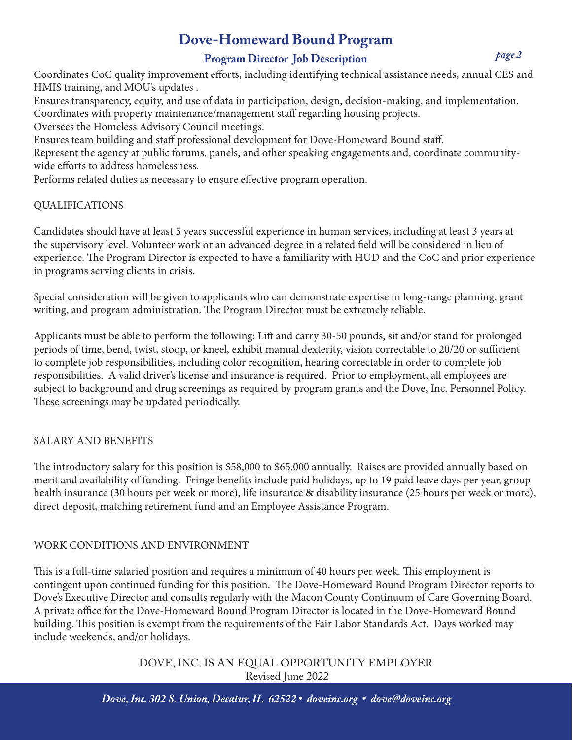Coordinates CoC quality improvement efforts, including identifying technical assistance needs, annual CES and HMIS training, and MOU's updates .

Ensures transparency, equity, and use of data in participation, design, decision-making, and implementation.

Coordinates with property maintenance/management staff regarding housing projects.

Oversees the Homeless Advisory Council meetings.

Ensures team building and staff professional development for Dove-Homeward Bound staff.

Represent the agency at public forums, panels, and other speaking engagements and, coordinate community-wide efforts to address homelessness.

Performs related duties as necessary to ensure effective program operation.

## QUALIFICATIONS

Candidates should have at least 5 years successful experience in human services, including at least 3 years at the supervisory level. Volunteer work or an advanced degree in a related field will be considered in lieu of experience. The Program Director is expected to have a familiarity with HUD and the CoC and prior experience in programs serving clients in crisis.

Special consideration will be given to applicants who can demonstrate expertise in long-range planning, grant writing, and program administration. The Program Director must be extremely reliable.

Applicants must be able to perform the following: Lift and carry 30-50 pounds, sit and/or stand for prolonged periods of time, bend, twist, stoop, or kneel, exhibit manual dexterity, vision correctable to 20/20 or sufficient to complete job responsibilities, including color recognition, hearing correctable in order to complete job responsibilities. A valid driver's license and insurance is required. Prior to employment, all employees are subject to background and drug screenings as required by program grants and the Dove, Inc. Personnel Policy. These screenings may be updated periodically.

## SALARY AND BENEFITS

The introductory salary for this position is $58,000 to $65,000 annually. Raises are provided annually based on merit and availability of funding. Fringe benefits include paid holidays, up to 19 paid leave days per year, group health insurance (30 hours per week or more), life insurance & disability insurance (25 hours per week or more), direct deposit, matching retirement fund and an Employee Assistance Program.

## WORK CONDITIONS AND ENVIRONMENT

This is a full-time salaried position and requires a minimum of 40 hours per week. This employment is contingent upon continued funding for this position. The Dove-Homeward Bound Program Director reports to Dove's Executive Director and consults regularly with the Macon County Continuum of Care Governing Board. A private office for the Dove-Homeward Bound Program Director is located in the Dove-Homeward Bound building. This position is exempt from the requirements of the Fair Labor Standards Act. Days worked may include weekends, and/or holidays.

DOVE, INC. IS AN EQUAL OPPORTUNITY EMPLOYER

Revised June 2022